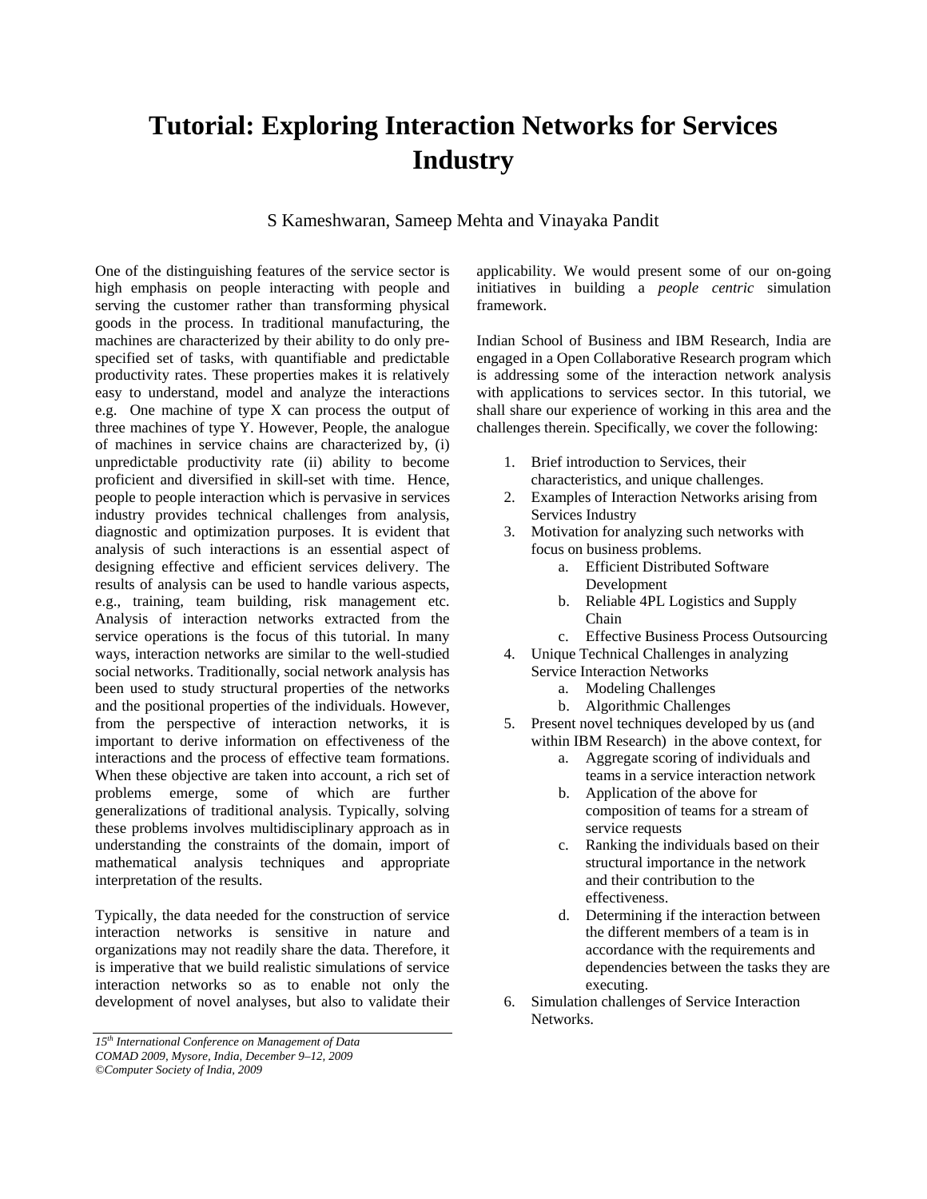# Tutorial: Exploring Interaction Networks for Services Industry

S Kameshwaran, Sameep Mehta and Vinayaka Pandit

One of the distinguishing features of the service sector is high emphasis on people interacting with people and serving the customer rather than transforming physical goods in the process. In traditional manufacturing, the machines are characterized by their ability to do only pre-specified set of tasks, with quantifiable and predictable productivity rates. These properties makes it is relatively easy to understand, model and analyze the interactions e.g. One machine of type X can process the output of three machines of type Y. However, People, the analogue of machines in service chains are characterized by, (i) unpredictable productivity rate (ii) ability to become proficient and diversified in skill-set with time. Hence, people to people interaction which is pervasive in services industry provides technical challenges from analysis, diagnostic and optimization purposes. It is evident that analysis of such interactions is an essential aspect of designing effective and efficient services delivery. The results of analysis can be used to handle various aspects, e.g., training, team building, risk management etc. Analysis of interaction networks extracted from the service operations is the focus of this tutorial. In many ways, interaction networks are similar to the well-studied social networks. Traditionally, social network analysis has been used to study structural properties of the networks and the positional properties of the individuals. However, from the perspective of interaction networks, it is important to derive information on effectiveness of the interactions and the process of effective team formations. When these objective are taken into account, a rich set of problems emerge, some of which are further generalizations of traditional analysis. Typically, solving these problems involves multidisciplinary approach as in understanding the constraints of the domain, import of mathematical analysis techniques and appropriate interpretation of the results.

Typically, the data needed for the construction of service interaction networks is sensitive in nature and organizations may not readily share the data. Therefore, it is imperative that we build realistic simulations of service interaction networks so as to enable not only the development of novel analyses, but also to validate their applicability. We would present some of our on-going initiatives in building a *people centric* simulation framework.

Indian School of Business and IBM Research, India are engaged in a Open Collaborative Research program which is addressing some of the interaction network analysis with applications to services sector. In this tutorial, we shall share our experience of working in this area and the challenges therein. Specifically, we cover the following:

1. Brief introduction to Services, their characteristics, and unique challenges.
2. Examples of Interaction Networks arising from Services Industry
3. Motivation for analyzing such networks with focus on business problems.
    a. Efficient Distributed Software Development
    b. Reliable 4PL Logistics and Supply Chain
    c. Effective Business Process Outsourcing
4. Unique Technical Challenges in analyzing Service Interaction Networks
    a. Modeling Challenges
    b. Algorithmic Challenges
5. Present novel techniques developed by us (and within IBM Research) in the above context, for
    a. Aggregate scoring of individuals and teams in a service interaction network
    b. Application of the above for composition of teams for a stream of service requests
    c. Ranking the individuals based on their structural importance in the network and their contribution to the effectiveness.
    d. Determining if the interaction between the different members of a team is in accordance with the requirements and dependencies between the tasks they are executing.
6. Simulation challenges of Service Interaction Networks.

*15th International Conference on Management of Data*
*COMAD 2009, Mysore, India, December 9–12, 2009*
*©Computer Society of India, 2009*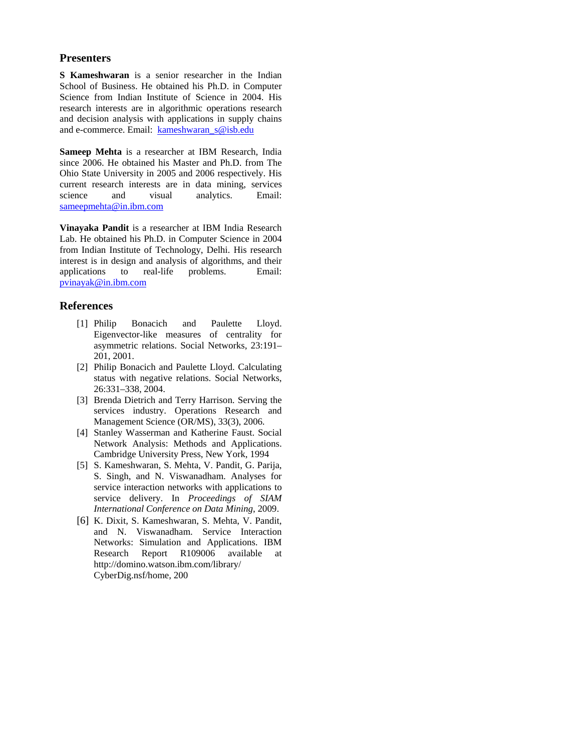## Presenters

**S Kameshwaran** is a senior researcher in the Indian School of Business. He obtained his Ph.D. in Computer Science from Indian Institute of Science in 2004. His research interests are in algorithmic operations research and decision analysis with applications in supply chains and e-commerce. Email: kameshwaran_s@isb.edu

**Sameep Mehta** is a researcher at IBM Research, India since 2006. He obtained his Master and Ph.D. from The Ohio State University in 2005 and 2006 respectively. His current research interests are in data mining, services science and visual analytics. Email: sameepmehta@in.ibm.com

**Vinayaka Pandit** is a researcher at IBM India Research Lab. He obtained his Ph.D. in Computer Science in 2004 from Indian Institute of Technology, Delhi. His research interest is in design and analysis of algorithms, and their applications to real-life problems. Email: pvinayak@in.ibm.com

## References

[1] Philip Bonacich and Paulette Lloyd. Eigenvector-like measures of centrality for asymmetric relations. Social Networks, 23:191–201, 2001.

[2] Philip Bonacich and Paulette Lloyd. Calculating status with negative relations. Social Networks, 26:331–338, 2004.

[3] Brenda Dietrich and Terry Harrison. Serving the services industry. Operations Research and Management Science (OR/MS), 33(3), 2006.

[4] Stanley Wasserman and Katherine Faust. Social Network Analysis: Methods and Applications. Cambridge University Press, New York, 1994

[5] S. Kameshwaran, S. Mehta, V. Pandit, G. Parija, S. Singh, and N. Viswanadham. Analyses for service interaction networks with applications to service delivery. In *Proceedings of SIAM International Conference on Data Mining*, 2009.

[6] K. Dixit, S. Kameshwaran, S. Mehta, V. Pandit, and N. Viswanadham. Service Interaction Networks: Simulation and Applications. IBM Research Report R109006 available at http://domino.watson.ibm.com/library/CyberDig.nsf/home, 200